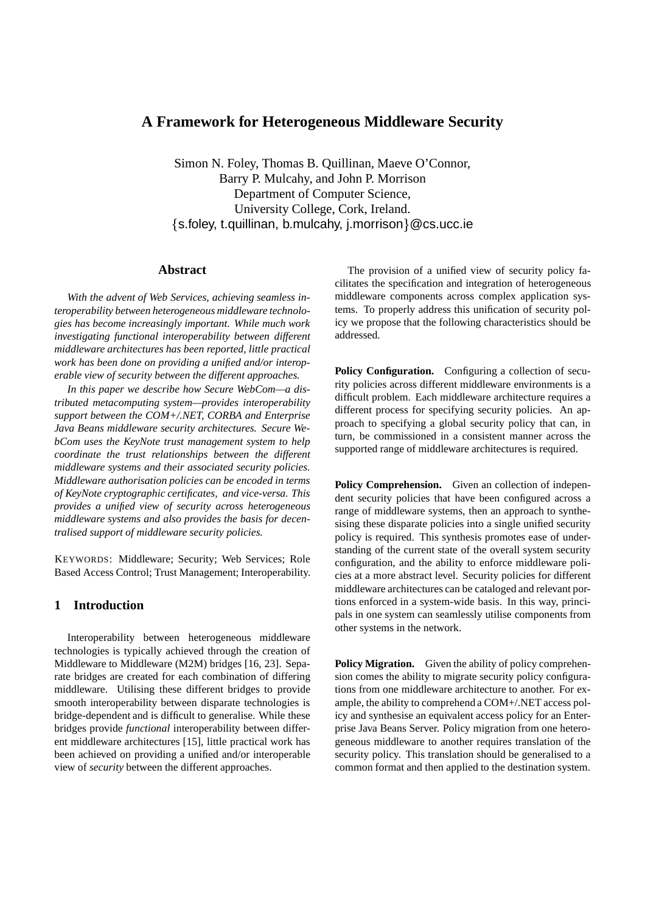# A Framework for Heterogeneous Middleware Security

Simon N. Foley, Thomas B. Quillinan, Maeve O'Connor,
Barry P. Mulcahy, and John P. Morrison
Department of Computer Science,
University College, Cork, Ireland.
{s.foley, t.quillinan, b.mulcahy, j.morrison}@cs.ucc.ie

## Abstract

*With the advent of Web Services, achieving seamless interoperability between heterogeneous middleware technologies has become increasingly important. While much work investigating functional interoperability between different middleware architectures has been reported, little practical work has been done on providing a unified and/or interoperable view of security between the different approaches.*

*In this paper we describe how Secure WebCom—a distributed metacomputing system—provides interoperability support between the COM+/.NET, CORBA and Enterprise Java Beans middleware security architectures. Secure WebCom uses the KeyNote trust management system to help coordinate the trust relationships between the different middleware systems and their associated security policies. Middleware authorisation policies can be encoded in terms of KeyNote cryptographic certificates, and vice-versa. This provides a unified view of security across heterogeneous middleware systems and also provides the basis for decentralised support of middleware security policies.*

KEYWORDS: Middleware; Security; Web Services; Role Based Access Control; Trust Management; Interoperability.

## 1 Introduction

Interoperability between heterogeneous middleware technologies is typically achieved through the creation of Middleware to Middleware (M2M) bridges [16, 23]. Separate bridges are created for each combination of differing middleware. Utilising these different bridges to provide smooth interoperability between disparate technologies is bridge-dependent and is difficult to generalise. While these bridges provide *functional* interoperability between different middleware architectures [15], little practical work has been achieved on providing a unified and/or interoperable view of *security* between the different approaches.

The provision of a unified view of security policy facilitates the specification and integration of heterogeneous middleware components across complex application systems. To properly address this unification of security policy we propose that the following characteristics should be addressed.

**Policy Configuration.** Configuring a collection of security policies across different middleware environments is a difficult problem. Each middleware architecture requires a different process for specifying security policies. An approach to specifying a global security policy that can, in turn, be commissioned in a consistent manner across the supported range of middleware architectures is required.

**Policy Comprehension.** Given an collection of independent security policies that have been configured across a range of middleware systems, then an approach to synthesising these disparate policies into a single unified security policy is required. This synthesis promotes ease of understanding of the current state of the overall system security configuration, and the ability to enforce middleware policies at a more abstract level. Security policies for different middleware architectures can be cataloged and relevant portions enforced in a system-wide basis. In this way, principals in one system can seamlessly utilise components from other systems in the network.

**Policy Migration.** Given the ability of policy comprehension comes the ability to migrate security policy configurations from one middleware architecture to another. For example, the ability to comprehend a COM+/.NET access policy and synthesise an equivalent access policy for an Enterprise Java Beans Server. Policy migration from one heterogeneous middleware to another requires translation of the security policy. This translation should be generalised to a common format and then applied to the destination system.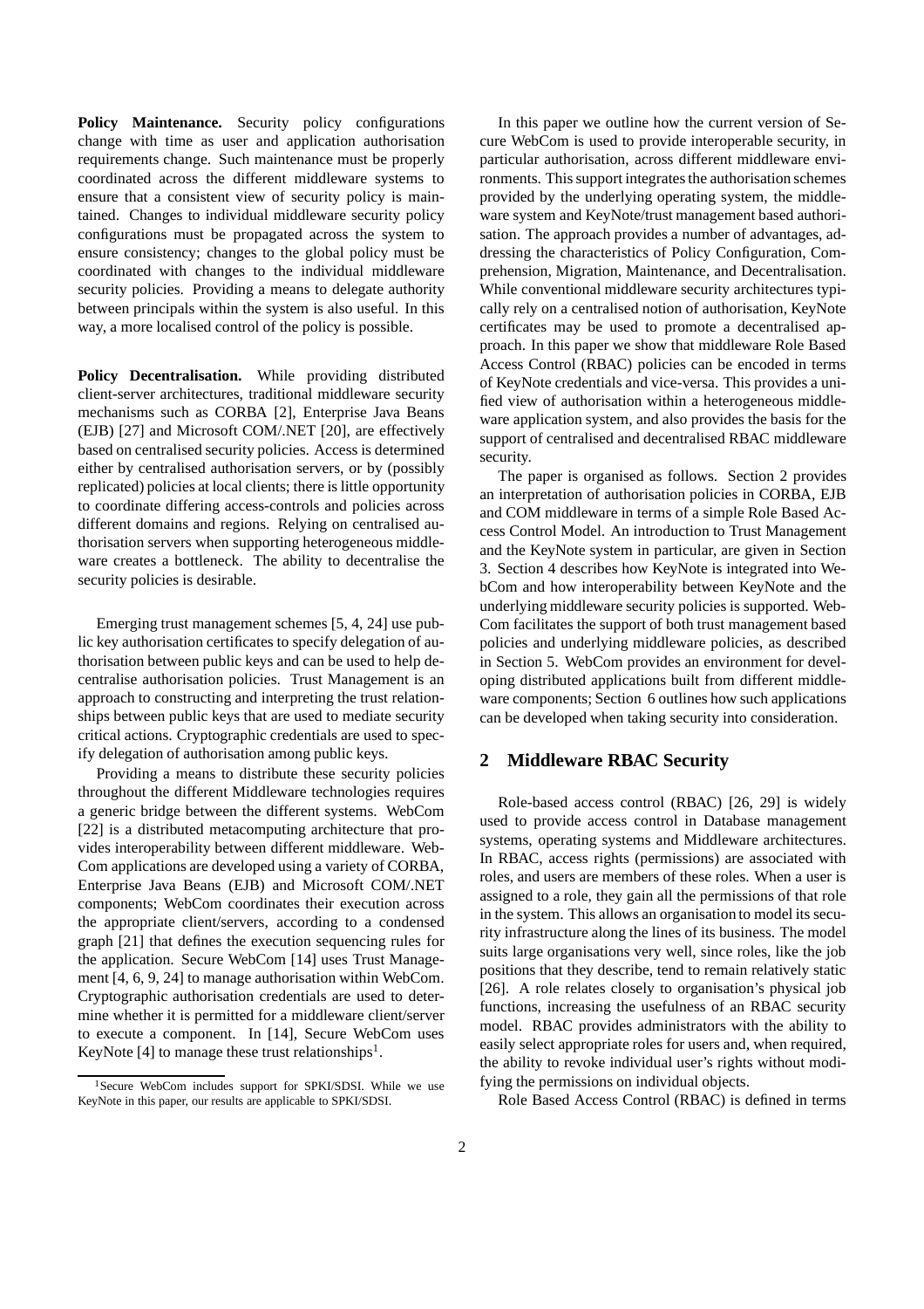**Policy Maintenance.** Security policy configurations change with time as user and application authorisation requirements change. Such maintenance must be properly coordinated across the different middleware systems to ensure that a consistent view of security policy is maintained. Changes to individual middleware security policy configurations must be propagated across the system to ensure consistency; changes to the global policy must be coordinated with changes to the individual middleware security policies. Providing a means to delegate authority between principals within the system is also useful. In this way, a more localised control of the policy is possible.

**Policy Decentralisation.** While providing distributed client-server architectures, traditional middleware security mechanisms such as CORBA [2], Enterprise Java Beans (EJB) [27] and Microsoft COM/.NET [20], are effectively based on centralised security policies. Access is determined either by centralised authorisation servers, or by (possibly replicated) policies at local clients; there is little opportunity to coordinate differing access-controls and policies across different domains and regions. Relying on centralised authorisation servers when supporting heterogeneous middleware creates a bottleneck. The ability to decentralise the security policies is desirable.

Emerging trust management schemes [5, 4, 24] use public key authorisation certificates to specify delegation of authorisation between public keys and can be used to help decentralise authorisation policies. Trust Management is an approach to constructing and interpreting the trust relationships between public keys that are used to mediate security critical actions. Cryptographic credentials are used to specify delegation of authorisation among public keys.

Providing a means to distribute these security policies throughout the different Middleware technologies requires a generic bridge between the different systems. WebCom [22] is a distributed metacomputing architecture that provides interoperability between different middleware. WebCom applications are developed using a variety of CORBA, Enterprise Java Beans (EJB) and Microsoft COM/.NET components; WebCom coordinates their execution across the appropriate client/servers, according to a condensed graph [21] that defines the execution sequencing rules for the application. Secure WebCom [14] uses Trust Management [4, 6, 9, 24] to manage authorisation within WebCom. Cryptographic authorisation credentials are used to determine whether it is permitted for a middleware client/server to execute a component. In [14], Secure WebCom uses KeyNote [4] to manage these trust relationships[1].

[1] Secure WebCom includes support for SPKI/SDSI. While we use KeyNote in this paper, our results are applicable to SPKI/SDSI.

In this paper we outline how the current version of Secure WebCom is used to provide interoperable security, in particular authorisation, across different middleware environments. This support integrates the authorisation schemes provided by the underlying operating system, the middleware system and KeyNote/trust management based authorisation. The approach provides a number of advantages, addressing the characteristics of Policy Configuration, Comprehension, Migration, Maintenance, and Decentralisation. While conventional middleware security architectures typically rely on a centralised notion of authorisation, KeyNote certificates may be used to promote a decentralised approach. In this paper we show that middleware Role Based Access Control (RBAC) policies can be encoded in terms of KeyNote credentials and vice-versa. This provides a unified view of authorisation within a heterogeneous middleware application system, and also provides the basis for the support of centralised and decentralised RBAC middleware security.

The paper is organised as follows. Section 2 provides an interpretation of authorisation policies in CORBA, EJB and COM middleware in terms of a simple Role Based Access Control Model. An introduction to Trust Management and the KeyNote system in particular, are given in Section 3. Section 4 describes how KeyNote is integrated into WebCom and how interoperability between KeyNote and the underlying middleware security policies is supported. WebCom facilitates the support of both trust management based policies and underlying middleware policies, as described in Section 5. WebCom provides an environment for developing distributed applications built from different middleware components; Section 6 outlines how such applications can be developed when taking security into consideration.

## 2 Middleware RBAC Security

Role-based access control (RBAC) [26, 29] is widely used to provide access control in Database management systems, operating systems and Middleware architectures. In RBAC, access rights (permissions) are associated with roles, and users are members of these roles. When a user is assigned to a role, they gain all the permissions of that role in the system. This allows an organisation to model its security infrastructure along the lines of its business. The model suits large organisations very well, since roles, like the job positions that they describe, tend to remain relatively static [26]. A role relates closely to organisation's physical job functions, increasing the usefulness of an RBAC security model. RBAC provides administrators with the ability to easily select appropriate roles for users and, when required, the ability to revoke individual user's rights without modifying the permissions on individual objects.

Role Based Access Control (RBAC) is defined in terms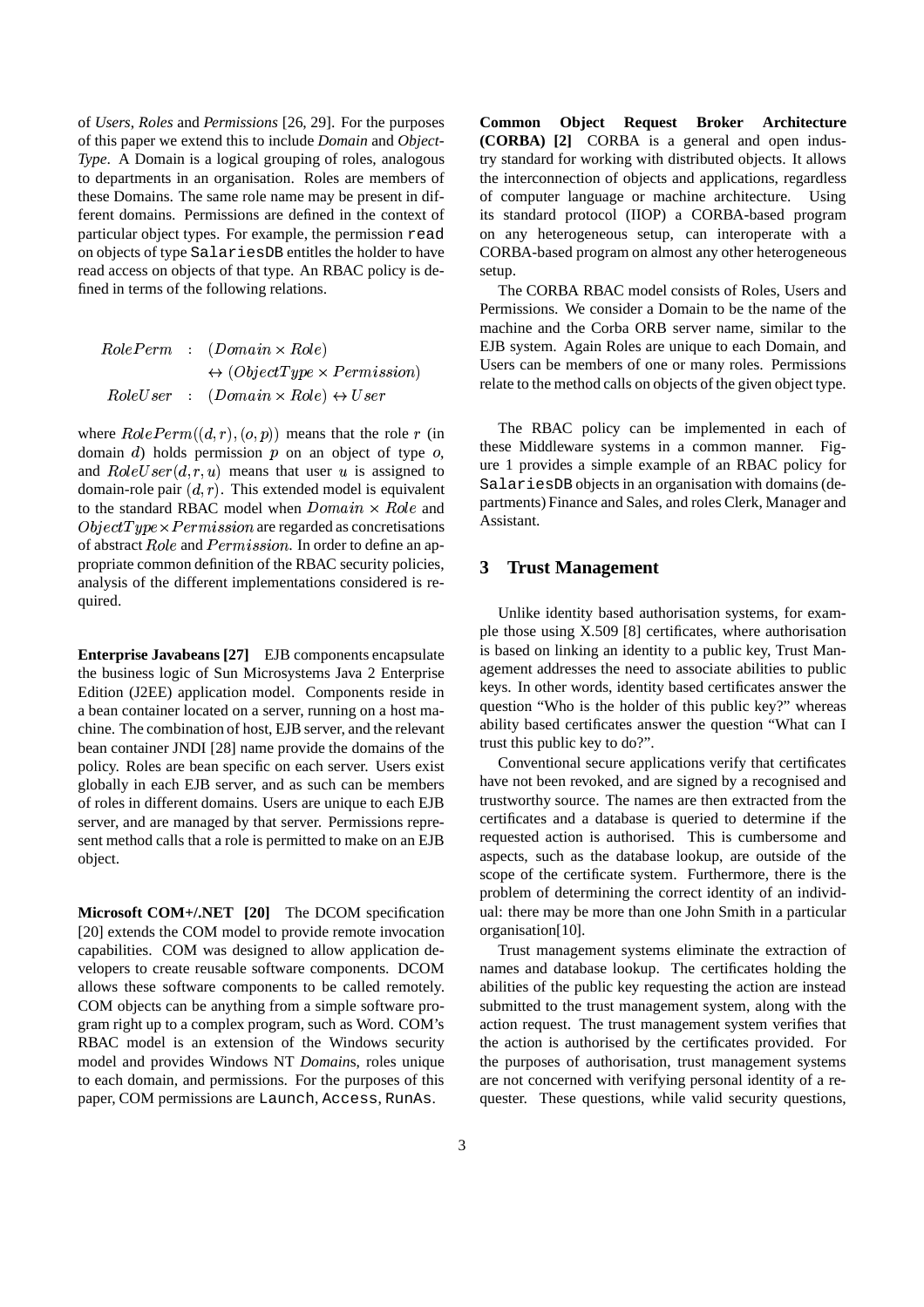of *Users*, *Roles* and *Permissions* [26, 29]. For the purposes of this paper we extend this to include *Domain* and *Object-Type*. A Domain is a logical grouping of roles, analogous to departments in an organisation. Roles are members of these Domains. The same role name may be present in different domains. Permissions are defined in the context of particular object types. For example, the permission `read` on objects of type `SalariesDB` entitles the holder to have read access on objects of that type. An RBAC policy is defined in terms of the following relations.

$$
\begin{aligned}
RolePerm &: (Domain \times Role) \\
&\quad \leftrightarrow (ObjectType \times Permission) \\
RoleUser &: (Domain \times Role) \leftrightarrow User
\end{aligned}
$$

where $RolePerm((d, r), (o, p))$ means that the role $r$ (in domain $d$) holds permission $p$ on an object of type $o$, and $RoleUser(d, r, u)$ means that user $u$ is assigned to domain-role pair $(d, r)$. This extended model is equivalent to the standard RBAC model when $Domain \times Role$ and $ObjectType \times Permission$ are regarded as concretisations of abstract $Role$ and $Permission$. In order to define an appropriate common definition of the RBAC security policies, analysis of the different implementations considered is required.

**Enterprise Javabeans [27]** EJB components encapsulate the business logic of Sun Microsystems Java 2 Enterprise Edition (J2EE) application model. Components reside in a bean container located on a server, running on a host machine. The combination of host, EJB server, and the relevant bean container JNDI [28] name provide the domains of the policy. Roles are bean specific on each server. Users exist globally in each EJB server, and as such can be members of roles in different domains. Users are unique to each EJB server, and are managed by that server. Permissions represent method calls that a role is permitted to make on an EJB object.

**Microsoft COM+/.NET [20]** The DCOM specification [20] extends the COM model to provide remote invocation capabilities. COM was designed to allow application developers to create reusable software components. DCOM allows these software components to be called remotely. COM objects can be anything from a simple software program right up to a complex program, such as Word. COM's RBAC model is an extension of the Windows security model and provides Windows NT *Domain*s, roles unique to each domain, and permissions. For the purposes of this paper, COM permissions are `Launch`, `Access`, `RunAs`.

**Common Object Request Broker Architecture (CORBA) [2]** CORBA is a general and open industry standard for working with distributed objects. It allows the interconnection of objects and applications, regardless of computer language or machine architecture. Using its standard protocol (IIOP) a CORBA-based program on any heterogeneous setup, can interoperate with a CORBA-based program on almost any other heterogeneous setup.

The CORBA RBAC model consists of Roles, Users and Permissions. We consider a Domain to be the name of the machine and the Corba ORB server name, similar to the EJB system. Again Roles are unique to each Domain, and Users can be members of one or many roles. Permissions relate to the method calls on objects of the given object type.

The RBAC policy can be implemented in each of these Middleware systems in a common manner. Figure 1 provides a simple example of an RBAC policy for `SalariesDB` objects in an organisation with domains (departments) Finance and Sales, and roles Clerk, Manager and Assistant.

## 3 Trust Management

Unlike identity based authorisation systems, for example those using X.509 [8] certificates, where authorisation is based on linking an identity to a public key, Trust Management addresses the need to associate abilities to public keys. In other words, identity based certificates answer the question "Who is the holder of this public key?" whereas ability based certificates answer the question "What can I trust this public key to do?".

Conventional secure applications verify that certificates have not been revoked, and are signed by a recognised and trustworthy source. The names are then extracted from the certificates and a database is queried to determine if the requested action is authorised. This is cumbersome and aspects, such as the database lookup, are outside of the scope of the certificate system. Furthermore, there is the problem of determining the correct identity of an individual: there may be more than one John Smith in a particular organisation[10].

Trust management systems eliminate the extraction of names and database lookup. The certificates holding the abilities of the public key requesting the action are instead submitted to the trust management system, along with the action request. The trust management system verifies that the action is authorised by the certificates provided. For the purposes of authorisation, trust management systems are not concerned with verifying personal identity of a requester. These questions, while valid security questions,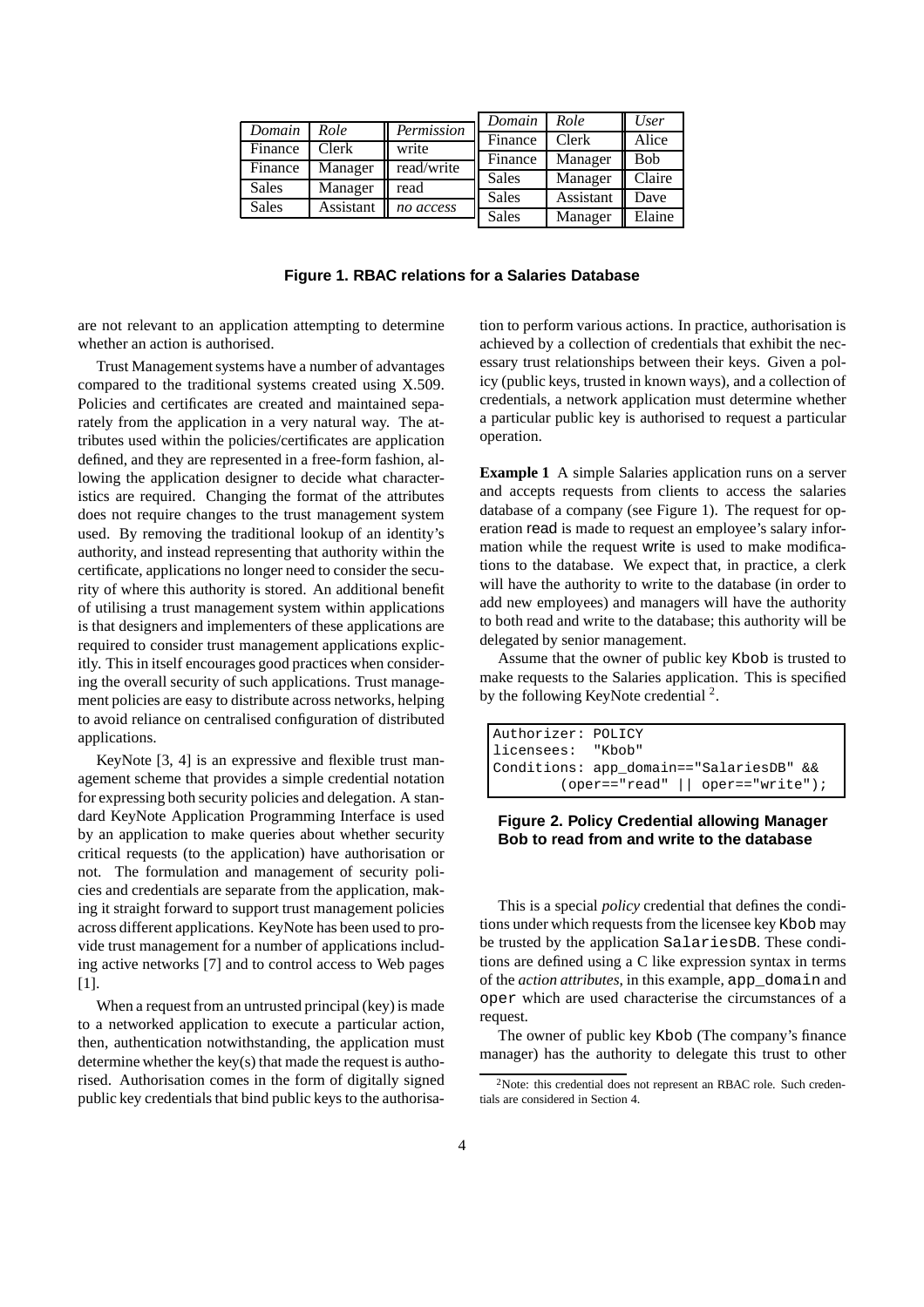| Domain | Role | Permission |
|---|---|---|
| Finance | Clerk | write |
| Finance | Manager | read/write |
| Sales | Manager | read |
| Sales | Assistant | *no access* |

| Domain | Role | User |
|---|---|---|
| Finance | Clerk | Alice |
| Finance | Manager | Bob |
| Sales | Manager | Claire |
| Sales | Assistant | Dave |
| Sales | Manager | Elaine |

**Figure 1. RBAC relations for a Salaries Database**

are not relevant to an application attempting to determine whether an action is authorised.

Trust Management systems have a number of advantages compared to the traditional systems created using X.509. Policies and certificates are created and maintained separately from the application in a very natural way. The attributes used within the policies/certificates are application defined, and they are represented in a free-form fashion, allowing the application designer to decide what characteristics are required. Changing the format of the attributes does not require changes to the trust management system used. By removing the traditional lookup of an identity's authority, and instead representing that authority within the certificate, applications no longer need to consider the security of where this authority is stored. An additional benefit of utilising a trust management system within applications is that designers and implementers of these applications are required to consider trust management applications explicitly. This in itself encourages good practices when considering the overall security of such applications. Trust management policies are easy to distribute across networks, helping to avoid reliance on centralised configuration of distributed applications.

KeyNote [3, 4] is an expressive and flexible trust management scheme that provides a simple credential notation for expressing both security policies and delegation. A standard KeyNote Application Programming Interface is used by an application to make queries about whether security critical requests (to the application) have authorisation or not. The formulation and management of security policies and credentials are separate from the application, making it straight forward to support trust management policies across different applications. KeyNote has been used to provide trust management for a number of applications including active networks [7] and to control access to Web pages [1].

When a request from an untrusted principal (key) is made to a networked application to execute a particular action, then, authentication notwithstanding, the application must determine whether the key(s) that made the request is authorised. Authorisation comes in the form of digitally signed public key credentials that bind public keys to the authorisation to perform various actions. In practice, authorisation is achieved by a collection of credentials that exhibit the necessary trust relationships between their keys. Given a policy (public keys, trusted in known ways), and a collection of credentials, a network application must determine whether a particular public key is authorised to request a particular operation.

**Example 1** A simple Salaries application runs on a server and accepts requests from clients to access the salaries database of a company (see Figure 1). The request for operation read is made to request an employee's salary information while the request write is used to make modifications to the database. We expect that, in practice, a clerk will have the authority to write to the database (in order to add new employees) and managers will have the authority to both read and write to the database; this authority will be delegated by senior management.

Assume that the owner of public key Kbob is trusted to make requests to the Salaries application. This is specified by the following KeyNote credential [2].

```
Authorizer: POLICY
licensees:  "Kbob"
Conditions: app_domain=="SalariesDB" &&
        (oper=="read" || oper=="write");
```

**Figure 2. Policy Credential allowing Manager Bob to read from and write to the database**

This is a special *policy* credential that defines the conditions under which requests from the licensee key Kbob may be trusted by the application SalariesDB. These conditions are defined using a C like expression syntax in terms of the *action attributes*, in this example, app_domain and oper which are used characterise the circumstances of a request.

The owner of public key Kbob (The company's finance manager) has the authority to delegate this trust to other

[2] Note: this credential does not represent an RBAC role. Such credentials are considered in Section 4.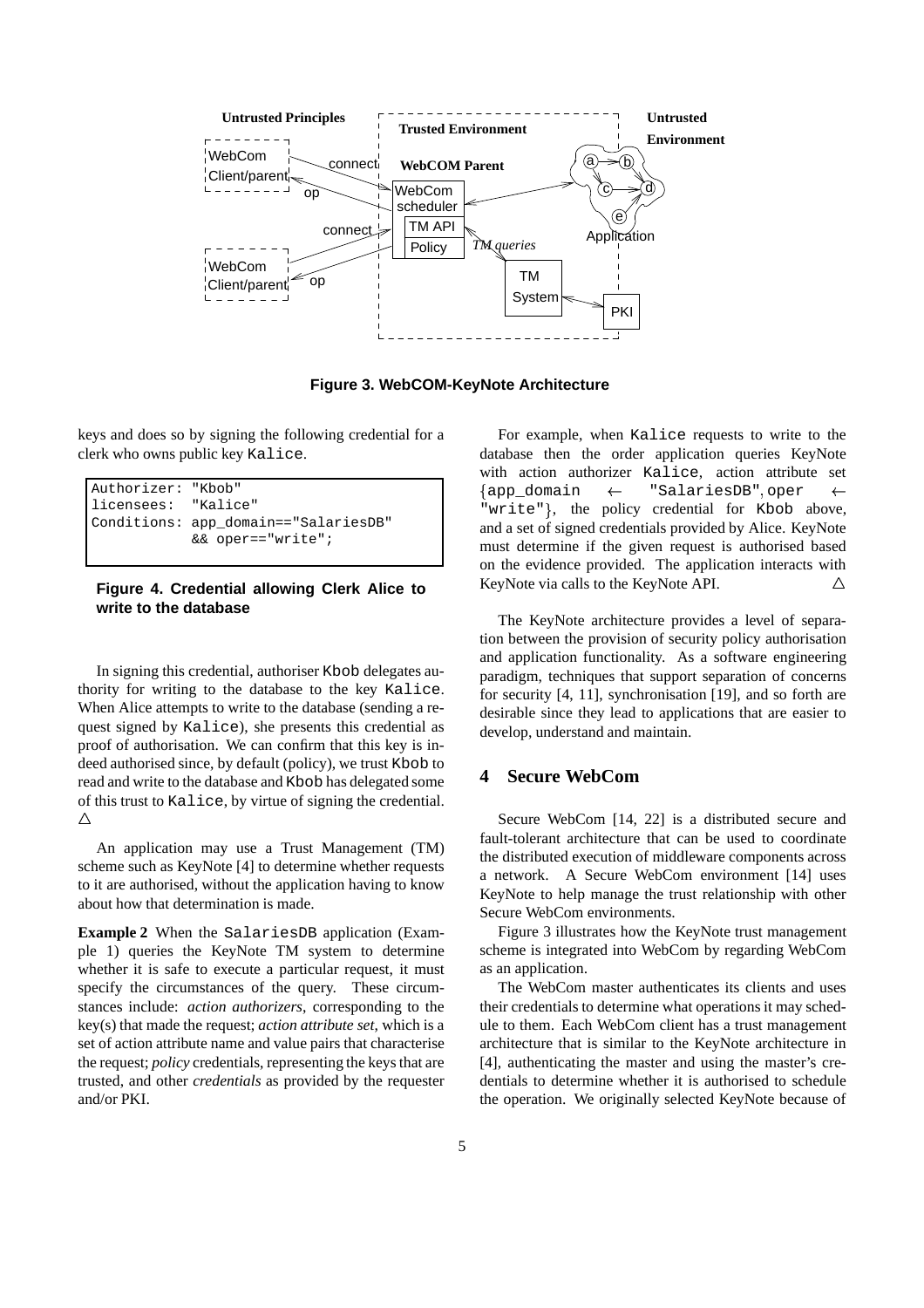**Figure 3. WebCOM-KeyNote Architecture**

keys and does so by signing the following credential for a clerk who owns public key Kalice.

```
Authorizer: "Kbob"
licensees:  "Kalice"
Conditions: app_domain=="SalariesDB"
            && oper=="write";
```

**Figure 4. Credential allowing Clerk Alice to write to the database**

In signing this credential, authoriser Kbob delegates authority for writing to the database to the key Kalice. When Alice attempts to write to the database (sending a request signed by Kalice), she presents this credential as proof of authorisation. We can confirm that this key is indeed authorised since, by default (policy), we trust Kbob to read and write to the database and Kbob has delegated some of this trust to Kalice, by virtue of signing the credential. △

An application may use a Trust Management (TM) scheme such as KeyNote [4] to determine whether requests to it are authorised, without the application having to know about how that determination is made.

**Example 2** When the SalariesDB application (Example 1) queries the KeyNote TM system to determine whether it is safe to execute a particular request, it must specify the circumstances of the query. These circumstances include: *action authorizers*, corresponding to the key(s) that made the request; *action attribute set*, which is a set of action attribute name and value pairs that characterise the request; *policy* credentials, representing the keys that are trusted, and other *credentials* as provided by the requester and/or PKI.

For example, when Kalice requests to write to the database then the order application queries KeyNote with action authorizer Kalice, action attribute set {app_domain ← "SalariesDB", oper ← "write"}, the policy credential for Kbob above, and a set of signed credentials provided by Alice. KeyNote must determine if the given request is authorised based on the evidence provided. The application interacts with KeyNote via calls to the KeyNote API. △

The KeyNote architecture provides a level of separation between the provision of security policy authorisation and application functionality. As a software engineering paradigm, techniques that support separation of concerns for security [4, 11], synchronisation [19], and so forth are desirable since they lead to applications that are easier to develop, understand and maintain.

## 4 Secure WebCom

Secure WebCom [14, 22] is a distributed secure and fault-tolerant architecture that can be used to coordinate the distributed execution of middleware components across a network. A Secure WebCom environment [14] uses KeyNote to help manage the trust relationship with other Secure WebCom environments.

Figure 3 illustrates how the KeyNote trust management scheme is integrated into WebCom by regarding WebCom as an application.

The WebCom master authenticates its clients and uses their credentials to determine what operations it may schedule to them. Each WebCom client has a trust management architecture that is similar to the KeyNote architecture in [4], authenticating the master and using the master's credentials to determine whether it is authorised to schedule the operation. We originally selected KeyNote because of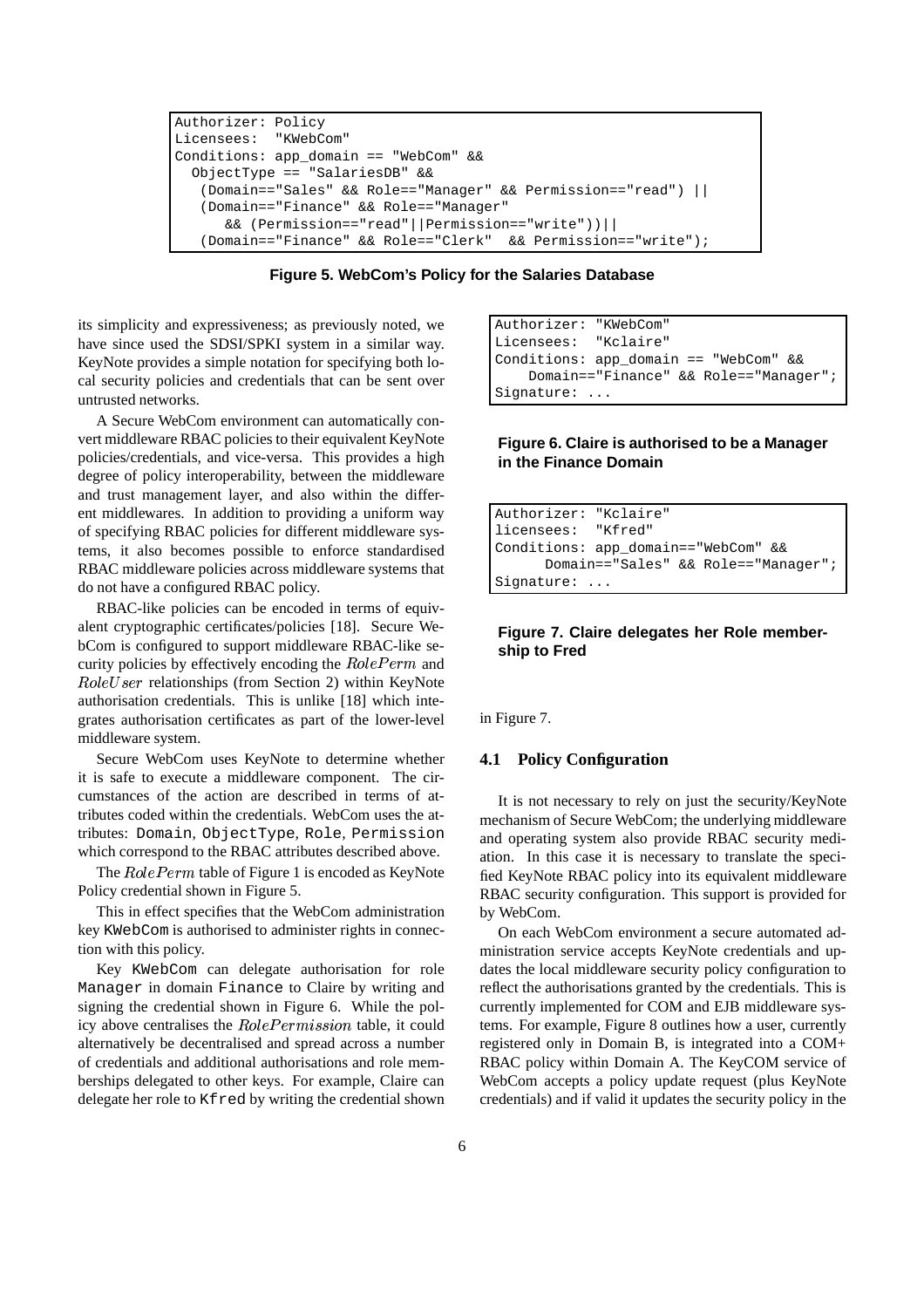```
Authorizer: Policy
Licensees:  "KWebCom"
Conditions: app_domain == "WebCom" &&
  ObjectType == "SalariesDB" &&
   (Domain=="Sales" && Role=="Manager" && Permission=="read") ||
   (Domain=="Finance" && Role=="Manager"
      && (Permission=="read"||Permission=="write"))||
   (Domain=="Finance" && Role=="Clerk"  && Permission=="write");
```

**Figure 5. WebCom's Policy for the Salaries Database**

its simplicity and expressiveness; as previously noted, we have since used the SDSI/SPKI system in a similar way. KeyNote provides a simple notation for specifying both local security policies and credentials that can be sent over untrusted networks.

A Secure WebCom environment can automatically convert middleware RBAC policies to their equivalent KeyNote policies/credentials, and vice-versa. This provides a high degree of policy interoperability, between the middleware and trust management layer, and also within the different middlewares. In addition to providing a uniform way of specifying RBAC policies for different middleware systems, it also becomes possible to enforce standardised RBAC middleware policies across middleware systems that do not have a configured RBAC policy.

RBAC-like policies can be encoded in terms of equivalent cryptographic certificates/policies [18]. Secure WebCom is configured to support middleware RBAC-like security policies by effectively encoding the $RolePerm$ and $RoleUser$ relationships (from Section 2) within KeyNote authorisation credentials. This is unlike [18] which integrates authorisation certificates as part of the lower-level middleware system.

Secure WebCom uses KeyNote to determine whether it is safe to execute a middleware component. The circumstances of the action are described in terms of attributes coded within the credentials. WebCom uses the attributes: `Domain`, `ObjectType`, `Role`, `Permission` which correspond to the RBAC attributes described above.

The $RolePerm$ table of Figure 1 is encoded as KeyNote Policy credential shown in Figure 5.

This in effect specifies that the WebCom administration key `KWebCom` is authorised to administer rights in connection with this policy.

Key `KWebCom` can delegate authorisation for role `Manager` in domain `Finance` to Claire by writing and signing the credential shown in Figure 6. While the policy above centralises the $RolePermission$ table, it could alternatively be decentralised and spread across a number of credentials and additional authorisations and role memberships delegated to other keys. For example, Claire can delegate her role to `Kfred` by writing the credential shown in Figure 7.

```
Authorizer: "KWebCom"
Licensees:  "Kclaire"
Conditions: app_domain == "WebCom" &&
    Domain=="Finance" && Role=="Manager";
Signature: ...
```

**Figure 6. Claire is authorised to be a Manager in the Finance Domain**

```
Authorizer: "Kclaire"
licensees:  "Kfred"
Conditions: app_domain=="WebCom" &&
      Domain=="Sales" && Role=="Manager";
Signature: ...
```

**Figure 7. Claire delegates her Role membership to Fred**

### 4.1 Policy Configuration

It is not necessary to rely on just the security/KeyNote mechanism of Secure WebCom; the underlying middleware and operating system also provide RBAC security mediation. In this case it is necessary to translate the specified KeyNote RBAC policy into its equivalent middleware RBAC security configuration. This support is provided for by WebCom.

On each WebCom environment a secure automated administration service accepts KeyNote credentials and updates the local middleware security policy configuration to reflect the authorisations granted by the credentials. This is currently implemented for COM and EJB middleware systems. For example, Figure 8 outlines how a user, currently registered only in Domain B, is integrated into a COM+ RBAC policy within Domain A. The KeyCOM service of WebCom accepts a policy update request (plus KeyNote credentials) and if valid it updates the security policy in the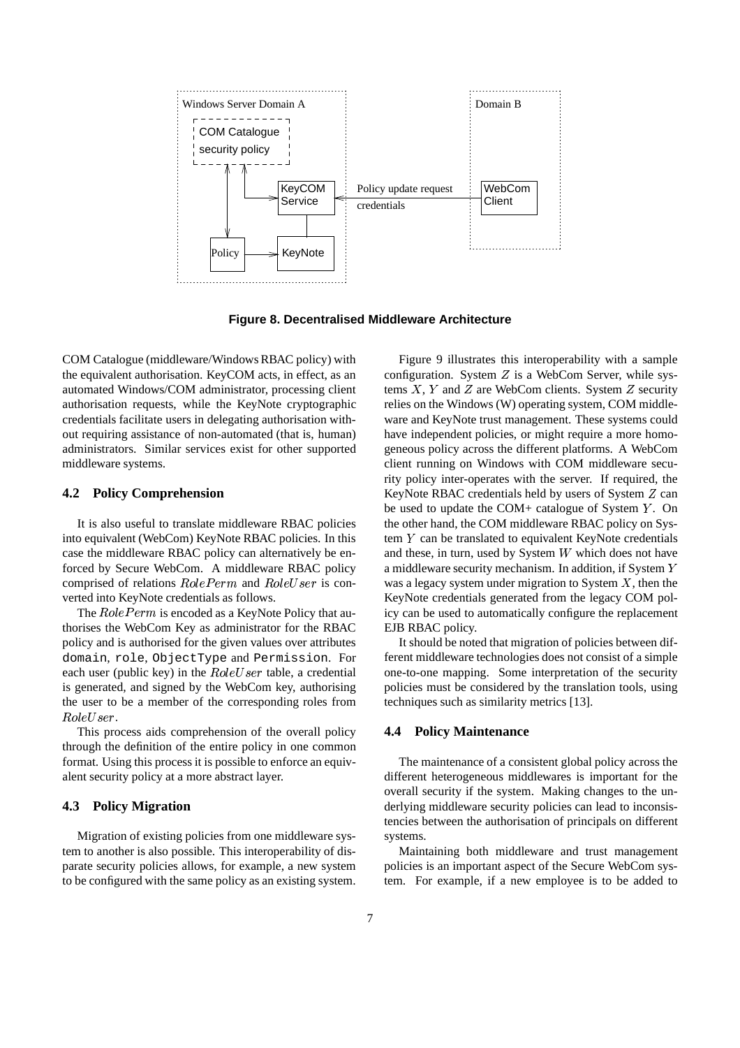Figure 8. Decentralised Middleware Architecture

COM Catalogue (middleware/Windows RBAC policy) with the equivalent authorisation. KeyCOM acts, in effect, as an automated Windows/COM administrator, processing client authorisation requests, while the KeyNote cryptographic credentials facilitate users in delegating authorisation without requiring assistance of non-automated (that is, human) administrators. Similar services exist for other supported middleware systems.

### 4.2 Policy Comprehension

It is also useful to translate middleware RBAC policies into equivalent (WebCom) KeyNote RBAC policies. In this case the middleware RBAC policy can alternatively be enforced by Secure WebCom. A middleware RBAC policy comprised of relations $RolePerm$ and $RoleUser$ is converted into KeyNote credentials as follows.

The $RolePerm$ is encoded as a KeyNote Policy that authorises the WebCom Key as administrator for the RBAC policy and is authorised for the given values over attributes `domain`, `role`, `ObjectType` and `Permission`. For each user (public key) in the $RoleUser$ table, a credential is generated, and signed by the WebCom key, authorising the user to be a member of the corresponding roles from $RoleUser$.

This process aids comprehension of the overall policy through the definition of the entire policy in one common format. Using this process it is possible to enforce an equivalent security policy at a more abstract layer.

### 4.3 Policy Migration

Migration of existing policies from one middleware system to another is also possible. This interoperability of disparate security policies allows, for example, a new system to be configured with the same policy as an existing system.

Figure 9 illustrates this interoperability with a sample configuration. System $Z$ is a WebCom Server, while systems $X$, $Y$ and $Z$ are WebCom clients. System $Z$ security relies on the Windows (W) operating system, COM middleware and KeyNote trust management. These systems could have independent policies, or might require a more homogeneous policy across the different platforms. A WebCom client running on Windows with COM middleware security policy inter-operates with the server. If required, the KeyNote RBAC credentials held by users of System $Z$ can be used to update the COM+ catalogue of System $Y$. On the other hand, the COM middleware RBAC policy on System $Y$ can be translated to equivalent KeyNote credentials and these, in turn, used by System $W$ which does not have a middleware security mechanism. In addition, if System $Y$ was a legacy system under migration to System $X$, then the KeyNote credentials generated from the legacy COM policy can be used to automatically configure the replacement EJB RBAC policy.

It should be noted that migration of policies between different middleware technologies does not consist of a simple one-to-one mapping. Some interpretation of the security policies must be considered by the translation tools, using techniques such as similarity metrics [13].

### 4.4 Policy Maintenance

The maintenance of a consistent global policy across the different heterogeneous middlewares is important for the overall security if the system. Making changes to the underlying middleware security policies can lead to inconsistencies between the authorisation of principals on different systems.

Maintaining both middleware and trust management policies is an important aspect of the Secure WebCom system. For example, if a new employee is to be added to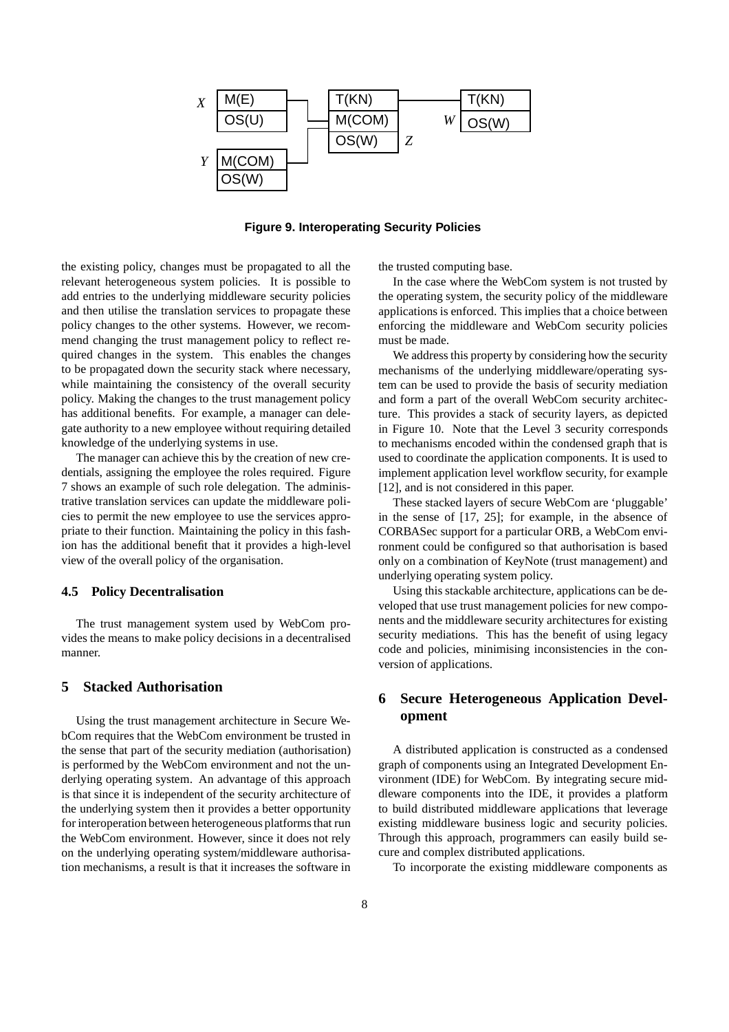Figure 9. Interoperating Security Policies

the existing policy, changes must be propagated to all the relevant heterogeneous system policies. It is possible to add entries to the underlying middleware security policies and then utilise the translation services to propagate these policy changes to the other systems. However, we recommend changing the trust management policy to reflect required changes in the system. This enables the changes to be propagated down the security stack where necessary, while maintaining the consistency of the overall security policy. Making the changes to the trust management policy has additional benefits. For example, a manager can delegate authority to a new employee without requiring detailed knowledge of the underlying systems in use.

The manager can achieve this by the creation of new credentials, assigning the employee the roles required. Figure 7 shows an example of such role delegation. The administrative translation services can update the middleware policies to permit the new employee to use the services appropriate to their function. Maintaining the policy in this fashion has the additional benefit that it provides a high-level view of the overall policy of the organisation.

### 4.5 Policy Decentralisation

The trust management system used by WebCom provides the means to make policy decisions in a decentralised manner.

## 5 Stacked Authorisation

Using the trust management architecture in Secure WebCom requires that the WebCom environment be trusted in the sense that part of the security mediation (authorisation) is performed by the WebCom environment and not the underlying operating system. An advantage of this approach is that since it is independent of the security architecture of the underlying system then it provides a better opportunity for interoperation between heterogeneous platforms that run the WebCom environment. However, since it does not rely on the underlying operating system/middleware authorisation mechanisms, a result is that it increases the software in the trusted computing base.

In the case where the WebCom system is not trusted by the operating system, the security policy of the middleware applications is enforced. This implies that a choice between enforcing the middleware and WebCom security policies must be made.

We address this property by considering how the security mechanisms of the underlying middleware/operating system can be used to provide the basis of security mediation and form a part of the overall WebCom security architecture. This provides a stack of security layers, as depicted in Figure 10. Note that the Level 3 security corresponds to mechanisms encoded within the condensed graph that is used to coordinate the application components. It is used to implement application level workflow security, for example [12], and is not considered in this paper.

These stacked layers of secure WebCom are 'pluggable' in the sense of [17, 25]; for example, in the absence of CORBASec support for a particular ORB, a WebCom environment could be configured so that authorisation is based only on a combination of KeyNote (trust management) and underlying operating system policy.

Using this stackable architecture, applications can be developed that use trust management policies for new components and the middleware security architectures for existing security mediations. This has the benefit of using legacy code and policies, minimising inconsistencies in the conversion of applications.

## 6 Secure Heterogeneous Application Development

A distributed application is constructed as a condensed graph of components using an Integrated Development Environment (IDE) for WebCom. By integrating secure middleware components into the IDE, it provides a platform to build distributed middleware applications that leverage existing middleware business logic and security policies. Through this approach, programmers can easily build secure and complex distributed applications.

To incorporate the existing middleware components as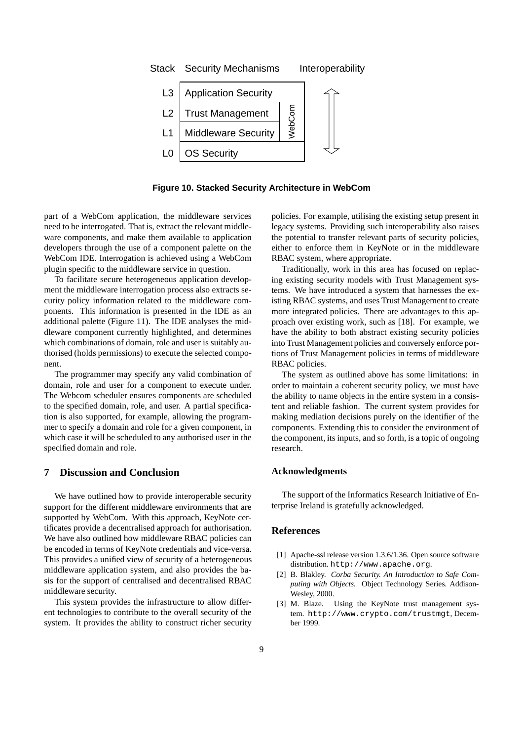| Stack | Security Mechanisms | | Interoperability |
|---|---|---|---|
| L3 | Application Security | | ⇕ |
| L2 | Trust Management | WebCom | |
| L1 | Middleware Security | | |
| L0 | OS Security | | |

**Figure 10. Stacked Security Architecture in WebCom**

part of a WebCom application, the middleware services need to be interrogated. That is, extract the relevant middleware components, and make them available to application developers through the use of a component palette on the WebCom IDE. Interrogation is achieved using a WebCom plugin specific to the middleware service in question.

To facilitate secure heterogeneous application development the middleware interrogation process also extracts security policy information related to the middleware components. This information is presented in the IDE as an additional palette (Figure 11). The IDE analyses the middleware component currently highlighted, and determines which combinations of domain, role and user is suitably authorised (holds permissions) to execute the selected component.

The programmer may specify any valid combination of domain, role and user for a component to execute under. The Webcom scheduler ensures components are scheduled to the specified domain, role, and user. A partial specification is also supported, for example, allowing the programmer to specify a domain and role for a given component, in which case it will be scheduled to any authorised user in the specified domain and role.

## 7 Discussion and Conclusion

We have outlined how to provide interoperable security support for the different middleware environments that are supported by WebCom. With this approach, KeyNote certificates provide a decentralised approach for authorisation. We have also outlined how middleware RBAC policies can be encoded in terms of KeyNote credentials and vice-versa. This provides a unified view of security of a heterogeneous middleware application system, and also provides the basis for the support of centralised and decentralised RBAC middleware security.

This system provides the infrastructure to allow different technologies to contribute to the overall security of the system. It provides the ability to construct richer security policies. For example, utilising the existing setup present in legacy systems. Providing such interoperability also raises the potential to transfer relevant parts of security policies, either to enforce them in KeyNote or in the middleware RBAC system, where appropriate.

Traditionally, work in this area has focused on replacing existing security models with Trust Management systems. We have introduced a system that harnesses the existing RBAC systems, and uses Trust Management to create more integrated policies. There are advantages to this approach over existing work, such as [18]. For example, we have the ability to both abstract existing security policies into Trust Management policies and conversely enforce portions of Trust Management policies in terms of middleware RBAC policies.

The system as outlined above has some limitations: in order to maintain a coherent security policy, we must have the ability to name objects in the entire system in a consistent and reliable fashion. The current system provides for making mediation decisions purely on the identifier of the components. Extending this to consider the environment of the component, its inputs, and so forth, is a topic of ongoing research.

### Acknowledgments

The support of the Informatics Research Initiative of Enterprise Ireland is gratefully acknowledged.

## References

[1] Apache-ssl release version 1.3.6/1.36. Open source software distribution. http://www.apache.org.

[2] B. Blakley. *Corba Security. An Introduction to Safe Computing with Objects.* Object Technology Series. Addison-Wesley, 2000.

[3] M. Blaze. Using the KeyNote trust management system. http://www.crypto.com/trustmgt, December 1999.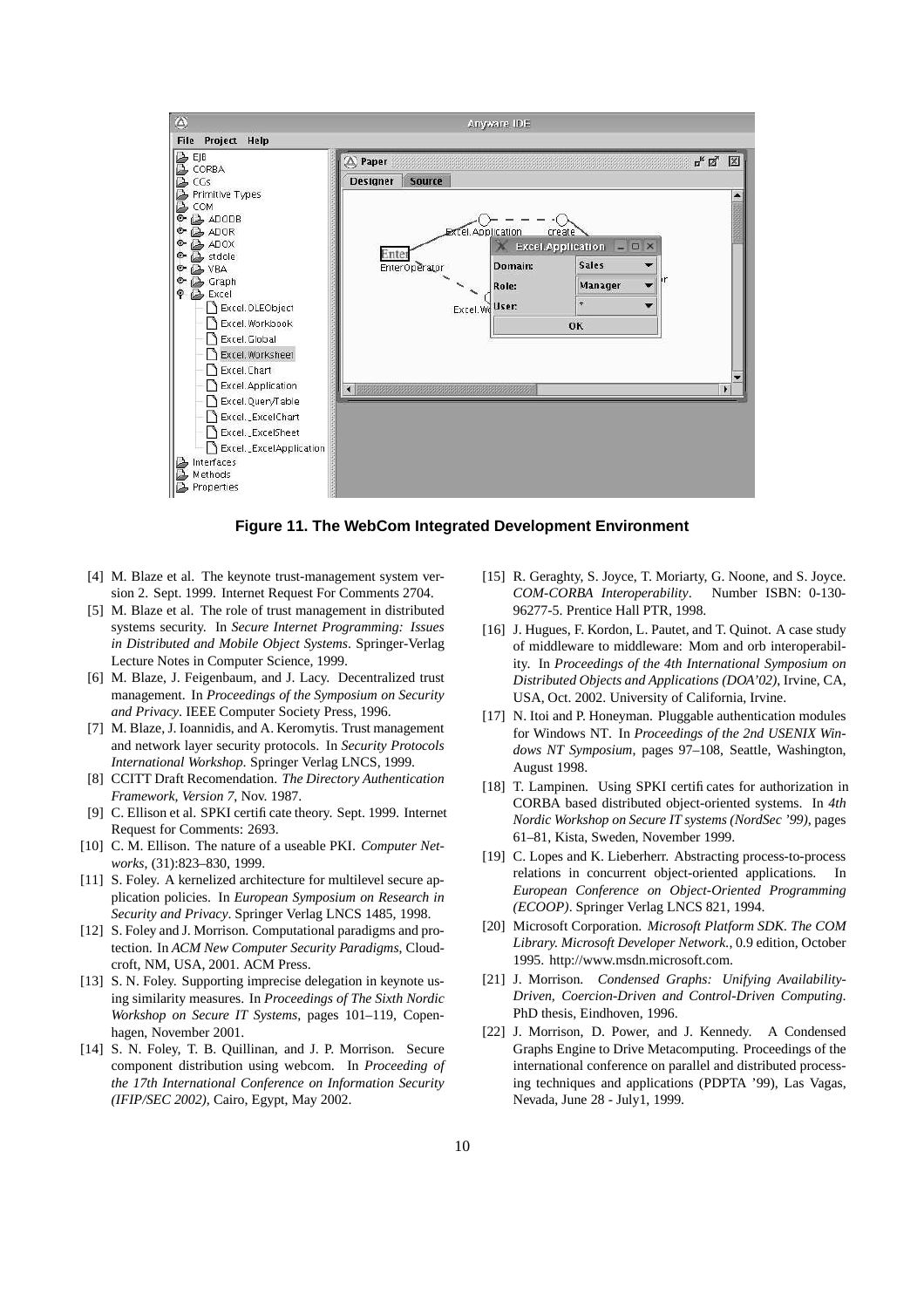**Figure 11. The WebCom Integrated Development Environment**

[4] M. Blaze et al. The keynote trust-management system version 2. Sept. 1999. Internet Request For Comments 2704.

[5] M. Blaze et al. The role of trust management in distributed systems security. In *Secure Internet Programming: Issues in Distributed and Mobile Object Systems*. Springer-Verlag Lecture Notes in Computer Science, 1999.

[6] M. Blaze, J. Feigenbaum, and J. Lacy. Decentralized trust management. In *Proceedings of the Symposium on Security and Privacy*. IEEE Computer Society Press, 1996.

[7] M. Blaze, J. Ioannidis, and A. Keromytis. Trust management and network layer security protocols. In *Security Protocols International Workshop*. Springer Verlag LNCS, 1999.

[8] CCITT Draft Recomendation. *The Directory Authentication Framework, Version 7*, Nov. 1987.

[9] C. Ellison et al. SPKI certificate theory. Sept. 1999. Internet Request for Comments: 2693.

[10] C. M. Ellison. The nature of a useable PKI. *Computer Networks*, (31):823–830, 1999.

[11] S. Foley. A kernelized architecture for multilevel secure application policies. In *European Symposium on Research in Security and Privacy*. Springer Verlag LNCS 1485, 1998.

[12] S. Foley and J. Morrison. Computational paradigms and protection. In *ACM New Computer Security Paradigms*, Cloudcroft, NM, USA, 2001. ACM Press.

[13] S. N. Foley. Supporting imprecise delegation in keynote using similarity measures. In *Proceedings of The Sixth Nordic Workshop on Secure IT Systems*, pages 101–119, Copenhagen, November 2001.

[14] S. N. Foley, T. B. Quillinan, and J. P. Morrison. Secure component distribution using webcom. In *Proceeding of the 17th International Conference on Information Security (IFIP/SEC 2002)*, Cairo, Egypt, May 2002.

[15] R. Geraghty, S. Joyce, T. Moriarty, G. Noone, and S. Joyce. *COM-CORBA Interoperability*. Number ISBN: 0-130-96277-5. Prentice Hall PTR, 1998.

[16] J. Hugues, F. Kordon, L. Pautet, and T. Quinot. A case study of middleware to middleware: Mom and orb interoperability. In *Proceedings of the 4th International Symposium on Distributed Objects and Applications (DOA'02)*, Irvine, CA, USA, Oct. 2002. University of California, Irvine.

[17] N. Itoi and P. Honeyman. Pluggable authentication modules for Windows NT. In *Proceedings of the 2nd USENIX Windows NT Symposium*, pages 97–108, Seattle, Washington, August 1998.

[18] T. Lampinen. Using SPKI certificates for authorization in CORBA based distributed object-oriented systems. In *4th Nordic Workshop on Secure IT systems (NordSec '99)*, pages 61–81, Kista, Sweden, November 1999.

[19] C. Lopes and K. Lieberherr. Abstracting process-to-process relations in concurrent object-oriented applications. In *European Conference on Object-Oriented Programming (ECOOP)*. Springer Verlag LNCS 821, 1994.

[20] Microsoft Corporation. *Microsoft Platform SDK. The COM Library. Microsoft Developer Network.*, 0.9 edition, October 1995. http://www.msdn.microsoft.com.

[21] J. Morrison. *Condensed Graphs: Unifying Availability-Driven, Coercion-Driven and Control-Driven Computing*. PhD thesis, Eindhoven, 1996.

[22] J. Morrison, D. Power, and J. Kennedy. A Condensed Graphs Engine to Drive Metacomputing. Proceedings of the international conference on parallel and distributed processing techniques and applications (PDPTA '99), Las Vagas, Nevada, June 28 - July1, 1999.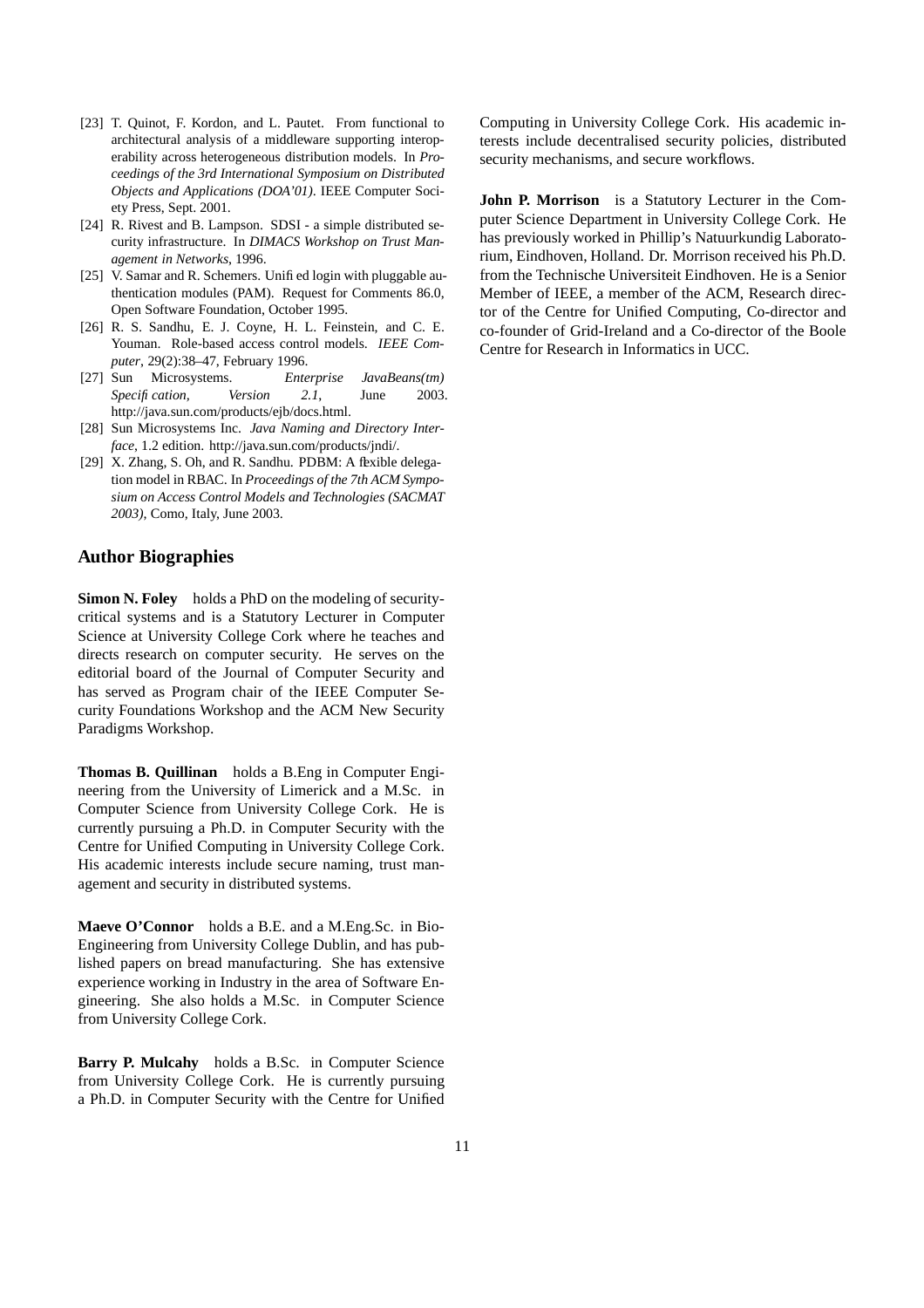[23] T. Quinot, F. Kordon, and L. Pautet. From functional to architectural analysis of a middleware supporting interoperability across heterogeneous distribution models. In *Proceedings of the 3rd International Symposium on Distributed Objects and Applications (DOA'01)*. IEEE Computer Society Press, Sept. 2001.

[24] R. Rivest and B. Lampson. SDSI - a simple distributed security infrastructure. In *DIMACS Workshop on Trust Management in Networks*, 1996.

[25] V. Samar and R. Schemers. Unified login with pluggable authentication modules (PAM). Request for Comments 86.0, Open Software Foundation, October 1995.

[26] R. S. Sandhu, E. J. Coyne, H. L. Feinstein, and C. E. Youman. Role-based access control models. *IEEE Computer*, 29(2):38–47, February 1996.

[27] Sun Microsystems. *Enterprise JavaBeans(tm) Specification, Version 2.1*, June 2003. http://java.sun.com/products/ejb/docs.html.

[28] Sun Microsystems Inc. *Java Naming and Directory Interface*, 1.2 edition. http://java.sun.com/products/jndi/.

[29] X. Zhang, S. Oh, and R. Sandhu. PDBM: A flexible delegation model in RBAC. In *Proceedings of the 7th ACM Symposium on Access Control Models and Technologies (SACMAT 2003)*, Como, Italy, June 2003.

## Author Biographies

**Simon N. Foley** holds a PhD on the modeling of security-critical systems and is a Statutory Lecturer in Computer Science at University College Cork where he teaches and directs research on computer security. He serves on the editorial board of the Journal of Computer Security and has served as Program chair of the IEEE Computer Security Foundations Workshop and the ACM New Security Paradigms Workshop.

**Thomas B. Quillinan** holds a B.Eng in Computer Engineering from the University of Limerick and a M.Sc. in Computer Science from University College Cork. He is currently pursuing a Ph.D. in Computer Security with the Centre for Unified Computing in University College Cork. His academic interests include secure naming, trust management and security in distributed systems.

**Maeve O'Connor** holds a B.E. and a M.Eng.Sc. in Bio-Engineering from University College Dublin, and has published papers on bread manufacturing. She has extensive experience working in Industry in the area of Software Engineering. She also holds a M.Sc. in Computer Science from University College Cork.

**Barry P. Mulcahy** holds a B.Sc. in Computer Science from University College Cork. He is currently pursuing a Ph.D. in Computer Security with the Centre for Unified Computing in University College Cork. His academic interests include decentralised security policies, distributed security mechanisms, and secure workflows.

**John P. Morrison** is a Statutory Lecturer in the Computer Science Department in University College Cork. He has previously worked in Phillip's Natuurkundig Laboratorium, Eindhoven, Holland. Dr. Morrison received his Ph.D. from the Technische Universiteit Eindhoven. He is a Senior Member of IEEE, a member of the ACM, Research director of the Centre for Unified Computing, Co-director and co-founder of Grid-Ireland and a Co-director of the Boole Centre for Research in Informatics in UCC.